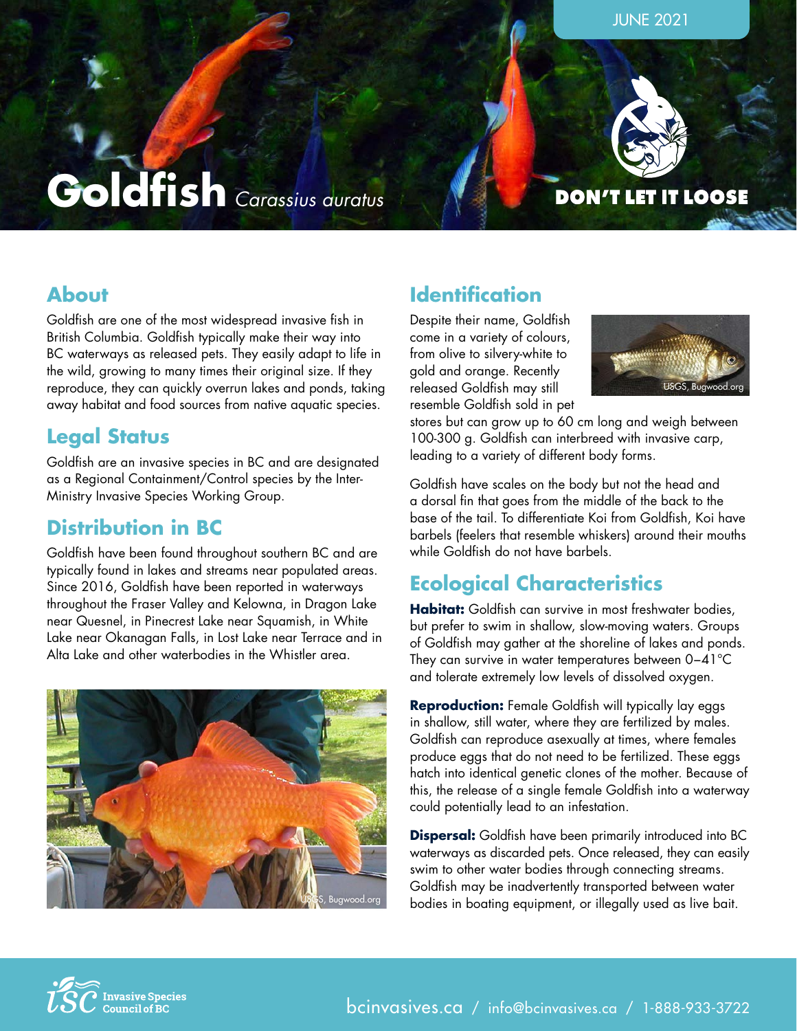JUNE 2021

# Goldfish *Carassius auratus*

DON'T LET IT LOOSE

## About

Goldfish are one of the most widespread invasive fish in British Columbia. Goldfish typically make their way into BC waterways as released pets. They easily adapt to life in the wild, growing to many times their original size. If they reproduce, they can quickly overrun lakes and ponds, taking away habitat and food sources from native aquatic species.

## Legal Status

Goldfish are an invasive species in BC and are designated as a Regional Containment/Control species by the Inter-Ministry Invasive Species Working Group.

## Distribution in BC

Goldfish have been found throughout southern BC and are typically found in lakes and streams near populated areas. Since 2016, Goldfish have been reported in waterways throughout the Fraser Valley and Kelowna, in Dragon Lake near Quesnel, in Pinecrest Lake near Squamish, in White Lake near Okanagan Falls, in Lost Lake near Terrace and in Alta Lake and other waterbodies in the Whistler area.

USGS, Bugwood.org

## Identification

Despite their name, Goldfish come in a variety of colours, from olive to silvery-white to gold and orange. Recently released Goldfish may still resemble Goldfish sold in pet stores but can grow up to 60 cm long and weigh between 100-300 g. Goldfish can interbreed with invasive carp, leading to a variety of different body forms.

USGS, Bugwood.org

Goldfish have scales on the body but not the head and a dorsal fin that goes from the middle of the back to the base of the tail. To differentiate Koi from Goldfish, Koi have barbels (feelers that resemble whiskers) around their mouths while Goldfish do not have barbels.

## Ecological Characteristics

**Habitat:** Goldfish can survive in most freshwater bodies, but prefer to swim in shallow, slow-moving waters. Groups of Goldfish may gather at the shoreline of lakes and ponds. They can survive in water temperatures between 0–41°C and tolerate extremely low levels of dissolved oxygen.

**Reproduction:** Female Goldfish will typically lay eggs in shallow, still water, where they are fertilized by males. Goldfish can reproduce asexually at times, where females produce eggs that do not need to be fertilized. These eggs hatch into identical genetic clones of the mother. Because of this, the release of a single female Goldfish into a waterway could potentially lead to an infestation.

**Dispersal:** Goldfish have been primarily introduced into BC waterways as discarded pets. Once released, they can easily swim to other water bodies through connecting streams. Goldfish may be inadvertently transported between water bodies in boating equipment, or illegally used as live bait.

Invasive Species Council of BC

bcinvasives.ca / info@bcinvasives.ca / 1-888-933-3722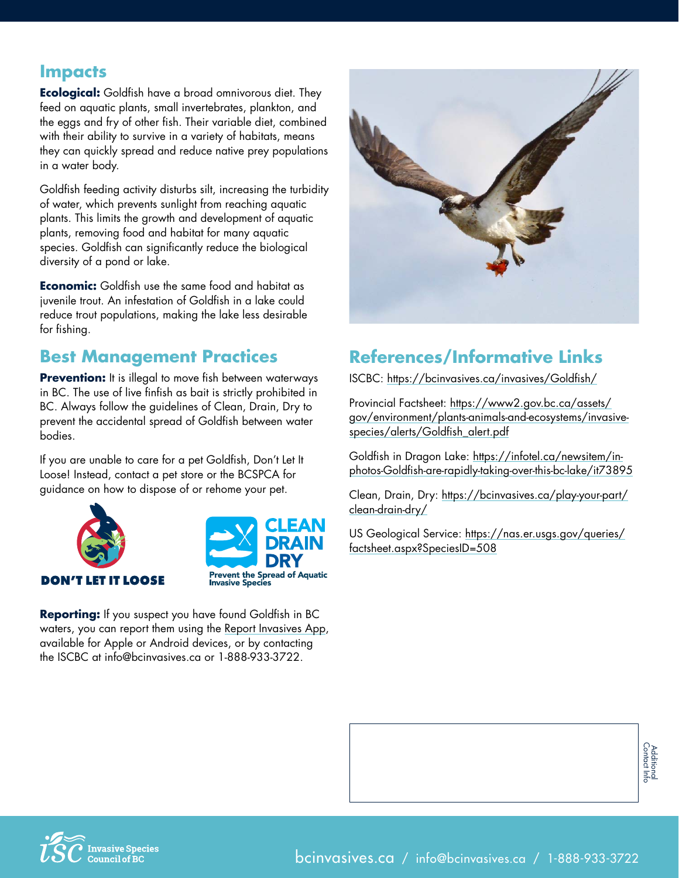## Impacts

**Ecological:** Goldfish have a broad omnivorous diet. They feed on aquatic plants, small invertebrates, plankton, and the eggs and fry of other fish. Their variable diet, combined with their ability to survive in a variety of habitats, means they can quickly spread and reduce native prey populations in a water body.

Goldfish feeding activity disturbs silt, increasing the turbidity of water, which prevents sunlight from reaching aquatic plants. This limits the growth and development of aquatic plants, removing food and habitat for many aquatic species. Goldfish can significantly reduce the biological diversity of a pond or lake.

**Economic:** Goldfish use the same food and habitat as juvenile trout. An infestation of Goldfish in a lake could reduce trout populations, making the lake less desirable for fishing.

## Best Management Practices

**Prevention:** It is illegal to move fish between waterways in BC. The use of live finfish as bait is strictly prohibited in BC. Always follow the guidelines of Clean, Drain, Dry to prevent the accidental spread of Goldfish between water bodies.

If you are unable to care for a pet Goldfish, Don't Let It Loose! Instead, contact a pet store or the BCSPCA for guidance on how to dispose of or rehome your pet.

DON'T LET IT LOOSE

CLEAN DRAIN DRY
Prevent the Spread of Aquatic Invasive Species

**Reporting:** If you suspect you have found Goldfish in BC waters, you can report them using the Report Invasives App, available for Apple or Android devices, or by contacting the ISCBC at info@bcinvasives.ca or 1-888-933-3722.

## References/Informative Links

ISCBC: https://bcinvasives.ca/invasives/Goldfish/

Provincial Factsheet: https://www2.gov.bc.ca/assets/gov/environment/plants-animals-and-ecosystems/invasive-species/alerts/Goldfish_alert.pdf

Goldfish in Dragon Lake: https://infotel.ca/newsitem/in-photos-Goldfish-are-rapidly-taking-over-this-bc-lake/it73895

Clean, Drain, Dry: https://bcinvasives.ca/play-your-part/clean-drain-dry/

US Geological Service: https://nas.er.usgs.gov/queries/factsheet.aspx?SpeciesID=508

Additional Contact Info

Invasive Species Council of BC

bcinvasives.ca / info@bcinvasives.ca / 1-888-933-3722